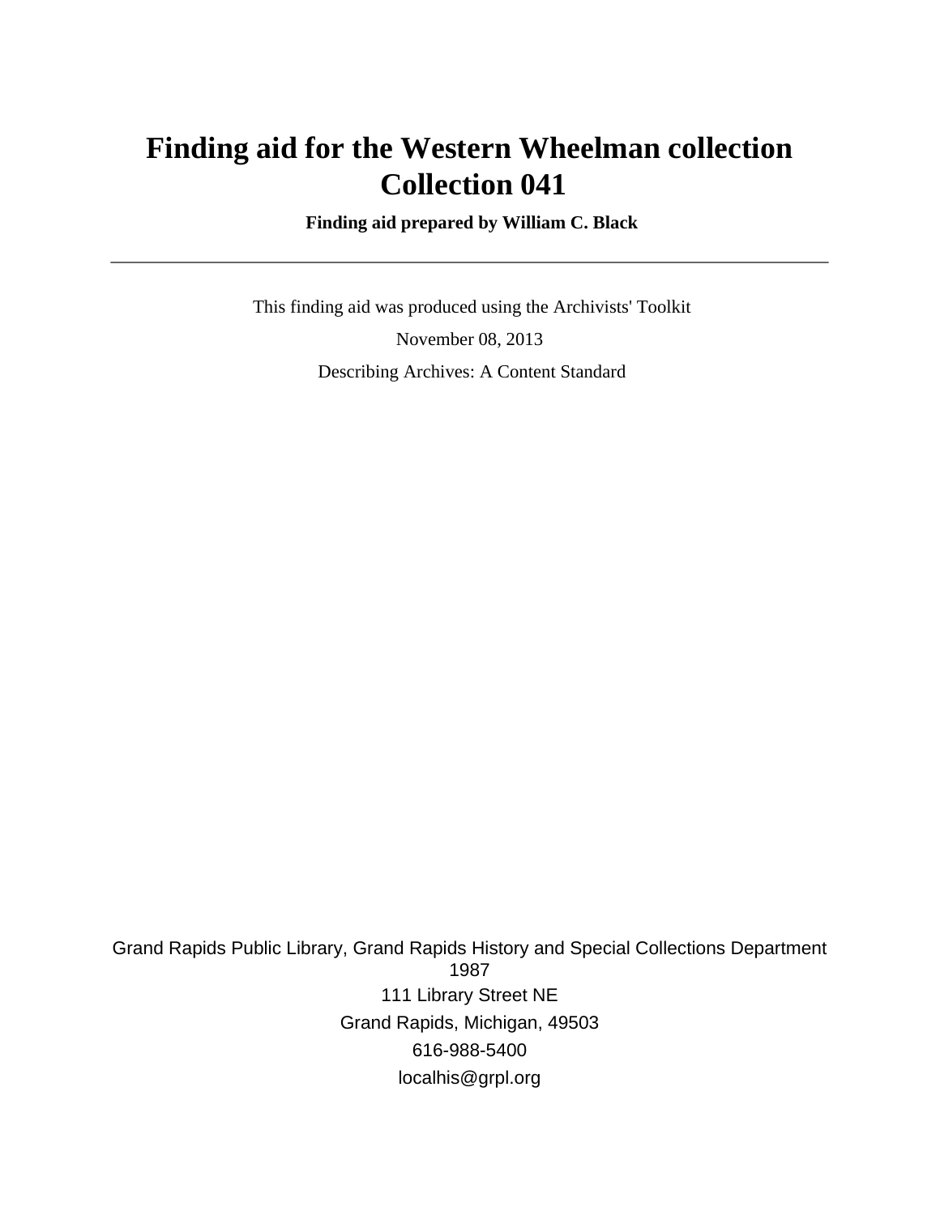# Finding aid for the Western Wheelman collection
# Collection 041

**Finding aid prepared by William C. Black**

---

This finding aid was produced using the Archivists' Toolkit

November 08, 2013

Describing Archives: A Content Standard

Grand Rapids Public Library, Grand Rapids History and Special Collections Department
1987

111 Library Street NE

Grand Rapids, Michigan, 49503

616-988-5400

localhis@grpl.org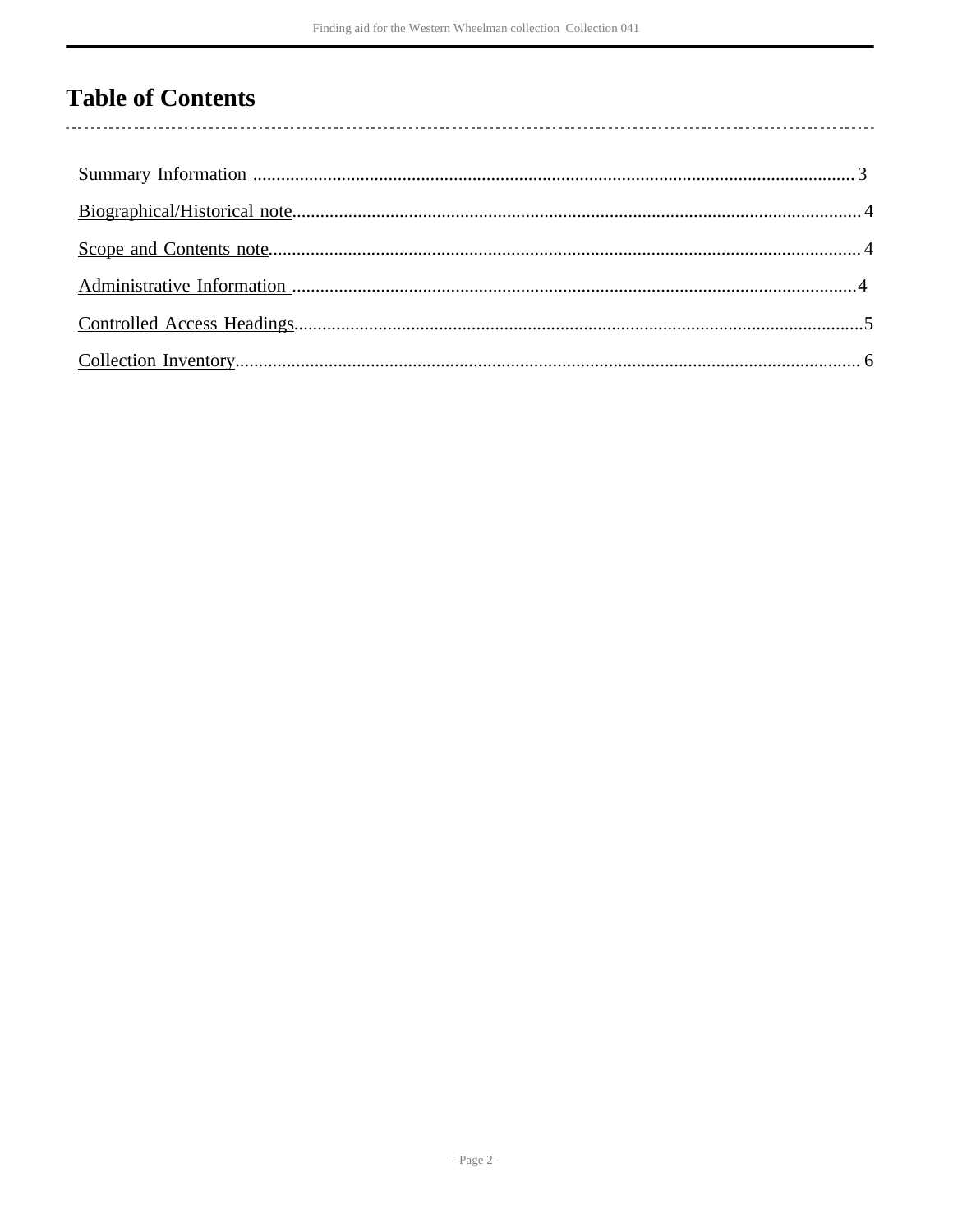# Table of Contents

Summary Information ..................................................................................................................................3

Biographical/Historical note.......................................................................................................................4

Scope and Contents note.............................................................................................................................4

Administrative Information .......................................................................................................................4

Controlled Access Headings........................................................................................................................5

Collection Inventory....................................................................................................................................6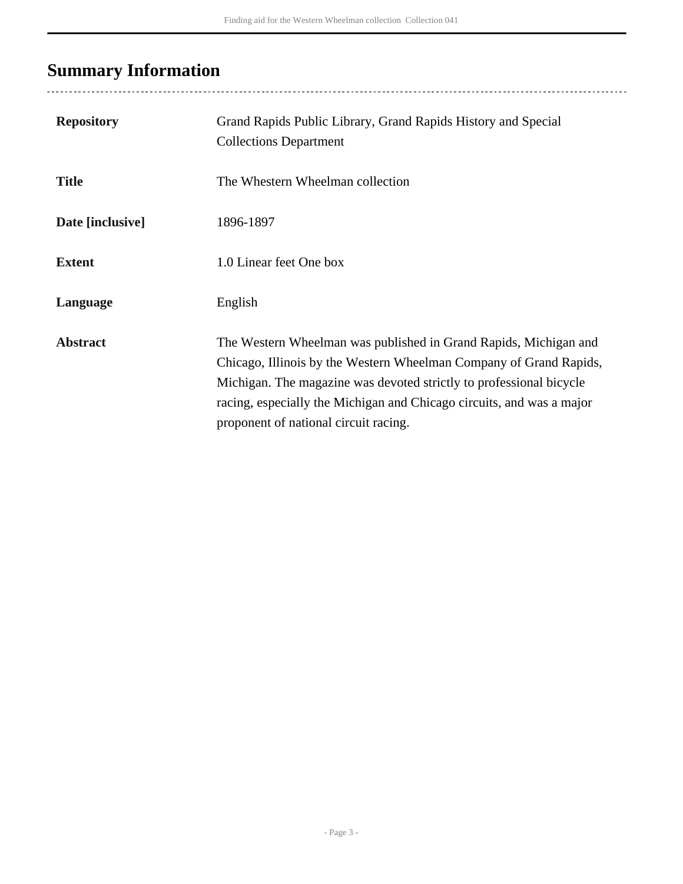## Summary Information

| | |
|---|---|
| **Repository** | Grand Rapids Public Library, Grand Rapids History and Special Collections Department |
| **Title** | The Whestern Wheelman collection |
| **Date [inclusive]** | 1896-1897 |
| **Extent** | 1.0 Linear feet One box |
| **Language** | English |
| **Abstract** | The Western Wheelman was published in Grand Rapids, Michigan and Chicago, Illinois by the Western Wheelman Company of Grand Rapids, Michigan. The magazine was devoted strictly to professional bicycle racing, especially the Michigan and Chicago circuits, and was a major proponent of national circuit racing. |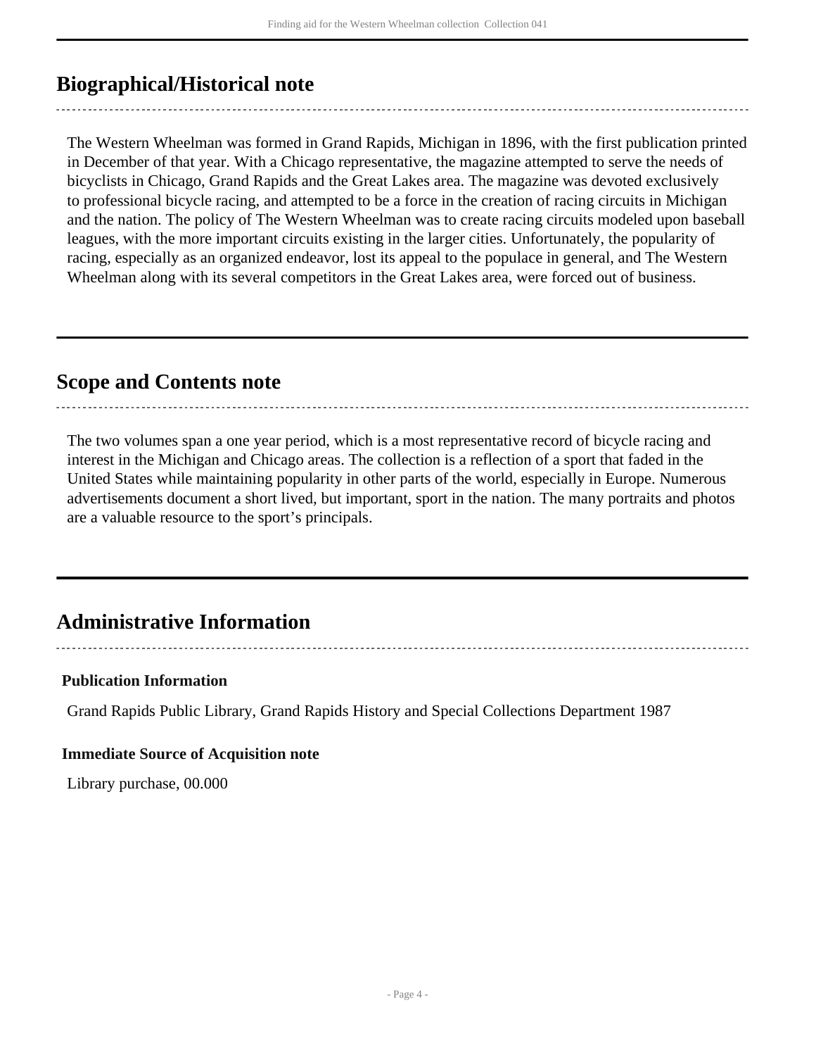## Biographical/Historical note

The Western Wheelman was formed in Grand Rapids, Michigan in 1896, with the first publication printed in December of that year. With a Chicago representative, the magazine attempted to serve the needs of bicyclists in Chicago, Grand Rapids and the Great Lakes area. The magazine was devoted exclusively to professional bicycle racing, and attempted to be a force in the creation of racing circuits in Michigan and the nation. The policy of The Western Wheelman was to create racing circuits modeled upon baseball leagues, with the more important circuits existing in the larger cities. Unfortunately, the popularity of racing, especially as an organized endeavor, lost its appeal to the populace in general, and The Western Wheelman along with its several competitors in the Great Lakes area, were forced out of business.

## Scope and Contents note

The two volumes span a one year period, which is a most representative record of bicycle racing and interest in the Michigan and Chicago areas. The collection is a reflection of a sport that faded in the United States while maintaining popularity in other parts of the world, especially in Europe. Numerous advertisements document a short lived, but important, sport in the nation. The many portraits and photos are a valuable resource to the sport's principals.

## Administrative Information

### Publication Information

Grand Rapids Public Library, Grand Rapids History and Special Collections Department 1987

### Immediate Source of Acquisition note

Library purchase, 00.000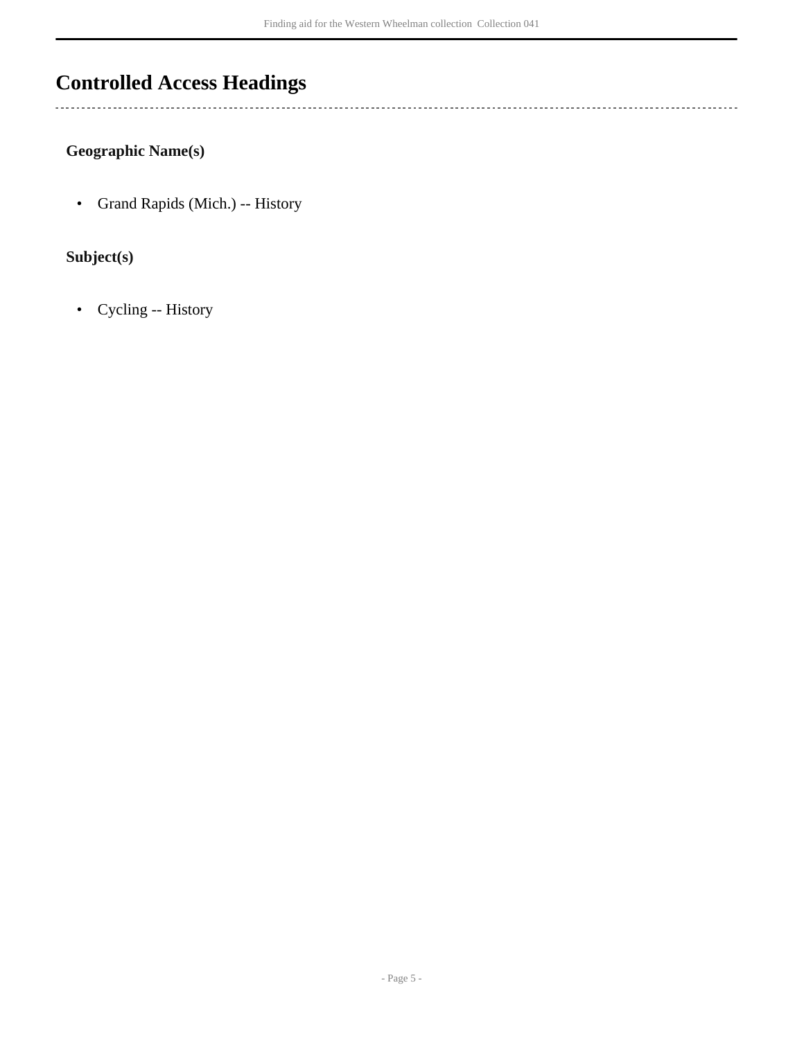## Controlled Access Headings

### Geographic Name(s)

- Grand Rapids (Mich.) -- History

### Subject(s)

- Cycling -- History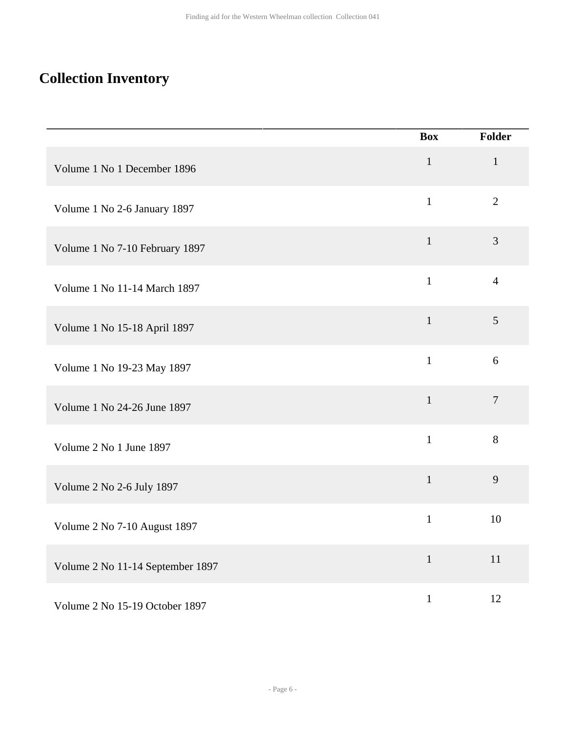## Collection Inventory

| | Box | Folder |
|---|---|---|
| Volume 1 No 1 December 1896 | 1 | 1 |
| Volume 1 No 2-6 January 1897 | 1 | 2 |
| Volume 1 No 7-10 February 1897 | 1 | 3 |
| Volume 1 No 11-14 March 1897 | 1 | 4 |
| Volume 1 No 15-18 April 1897 | 1 | 5 |
| Volume 1 No 19-23 May 1897 | 1 | 6 |
| Volume 1 No 24-26 June 1897 | 1 | 7 |
| Volume 2 No 1 June 1897 | 1 | 8 |
| Volume 2 No 2-6 July 1897 | 1 | 9 |
| Volume 2 No 7-10 August 1897 | 1 | 10 |
| Volume 2 No 11-14 September 1897 | 1 | 11 |
| Volume 2 No 15-19 October 1897 | 1 | 12 |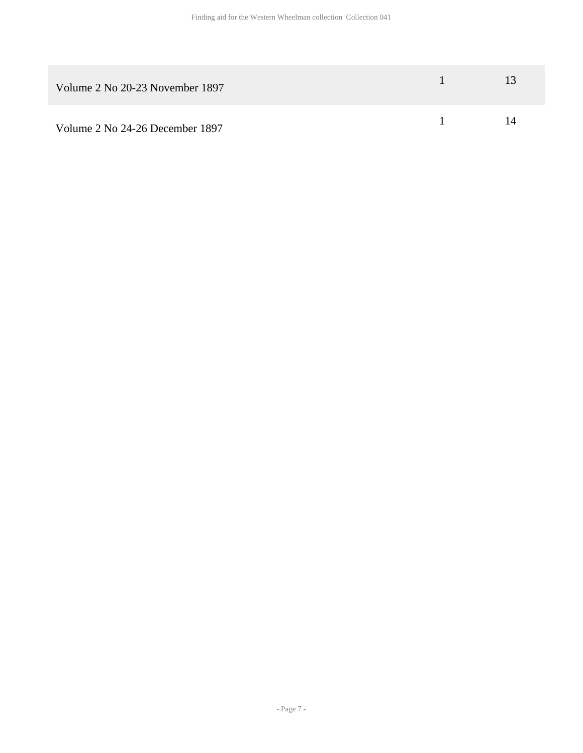| | | |
|---|---|---|
| Volume 2 No 20-23 November 1897 | 1 | 13 |
| Volume 2 No 24-26 December 1897 | 1 | 14 |